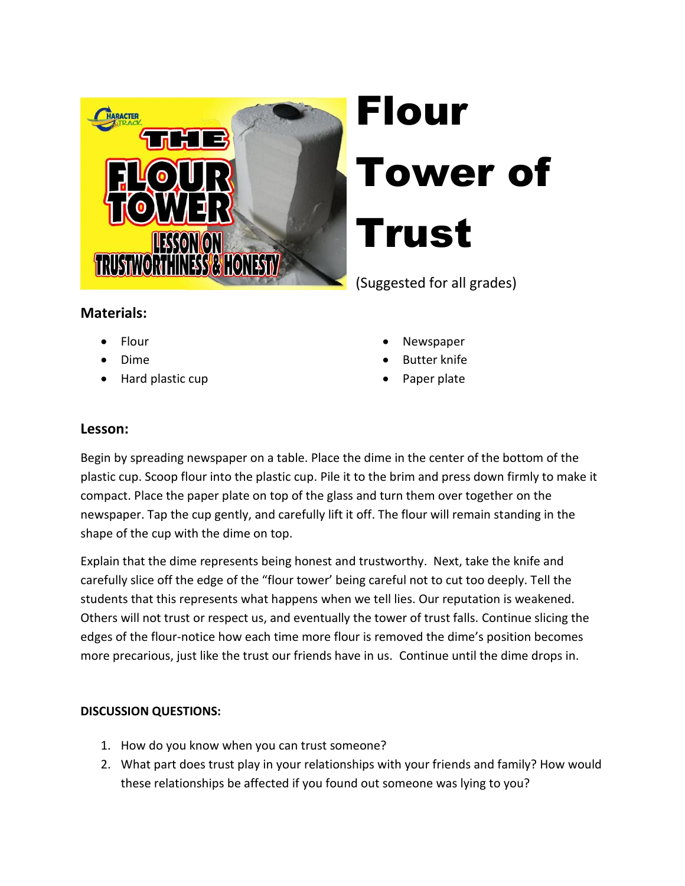# Flour Tower of Trust

(Suggested for all grades)

## Materials:

- Flour
- Dime
- Hard plastic cup
- Newspaper
- Butter knife
- Paper plate

## Lesson:

Begin by spreading newspaper on a table. Place the dime in the center of the bottom of the plastic cup. Scoop flour into the plastic cup. Pile it to the brim and press down firmly to make it compact. Place the paper plate on top of the glass and turn them over together on the newspaper. Tap the cup gently, and carefully lift it off. The flour will remain standing in the shape of the cup with the dime on top.

Explain that the dime represents being honest and trustworthy. Next, take the knife and carefully slice off the edge of the "flour tower' being careful not to cut too deeply. Tell the students that this represents what happens when we tell lies. Our reputation is weakened. Others will not trust or respect us, and eventually the tower of trust falls. Continue slicing the edges of the flour-notice how each time more flour is removed the dime's position becomes more precarious, just like the trust our friends have in us. Continue until the dime drops in.

**DISCUSSION QUESTIONS:**

1. How do you know when you can trust someone?
2. What part does trust play in your relationships with your friends and family? How would these relationships be affected if you found out someone was lying to you?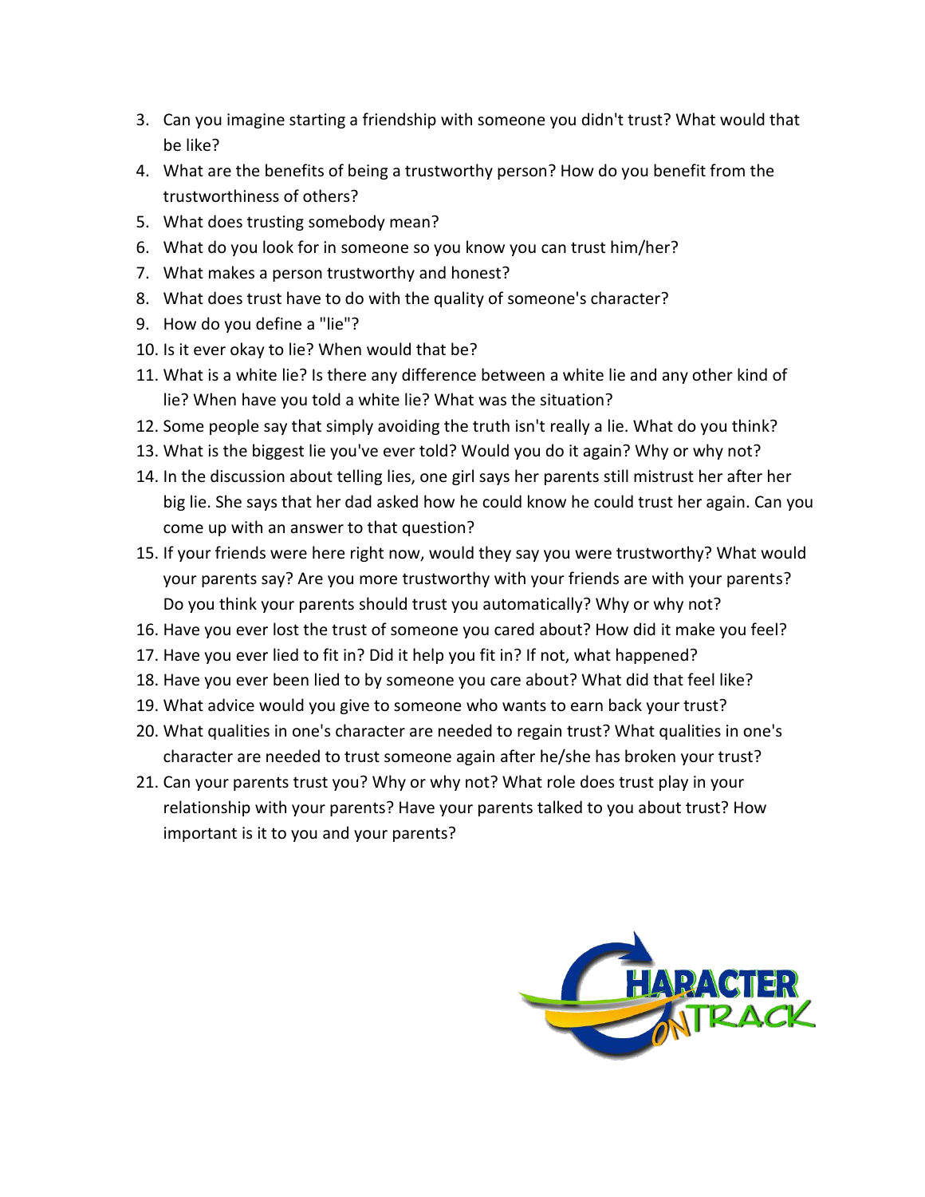3. Can you imagine starting a friendship with someone you didn't trust? What would that be like?
4. What are the benefits of being a trustworthy person? How do you benefit from the trustworthiness of others?
5. What does trusting somebody mean?
6. What do you look for in someone so you know you can trust him/her?
7. What makes a person trustworthy and honest?
8. What does trust have to do with the quality of someone's character?
9. How do you define a "lie"?
10. Is it ever okay to lie? When would that be?
11. What is a white lie? Is there any difference between a white lie and any other kind of lie? When have you told a white lie? What was the situation?
12. Some people say that simply avoiding the truth isn't really a lie. What do you think?
13. What is the biggest lie you've ever told? Would you do it again? Why or why not?
14. In the discussion about telling lies, one girl says her parents still mistrust her after her big lie. She says that her dad asked how he could know he could trust her again. Can you come up with an answer to that question?
15. If your friends were here right now, would they say you were trustworthy? What would your parents say? Are you more trustworthy with your friends are with your parents? Do you think your parents should trust you automatically? Why or why not?
16. Have you ever lost the trust of someone you cared about? How did it make you feel?
17. Have you ever lied to fit in? Did it help you fit in? If not, what happened?
18. Have you ever been lied to by someone you care about? What did that feel like?
19. What advice would you give to someone who wants to earn back your trust?
20. What qualities in one's character are needed to regain trust? What qualities in one's character are needed to trust someone again after he/she has broken your trust?
21. Can your parents trust you? Why or why not? What role does trust play in your relationship with your parents? Have your parents talked to you about trust? How important is it to you and your parents?

CHARACTER ON TRACK